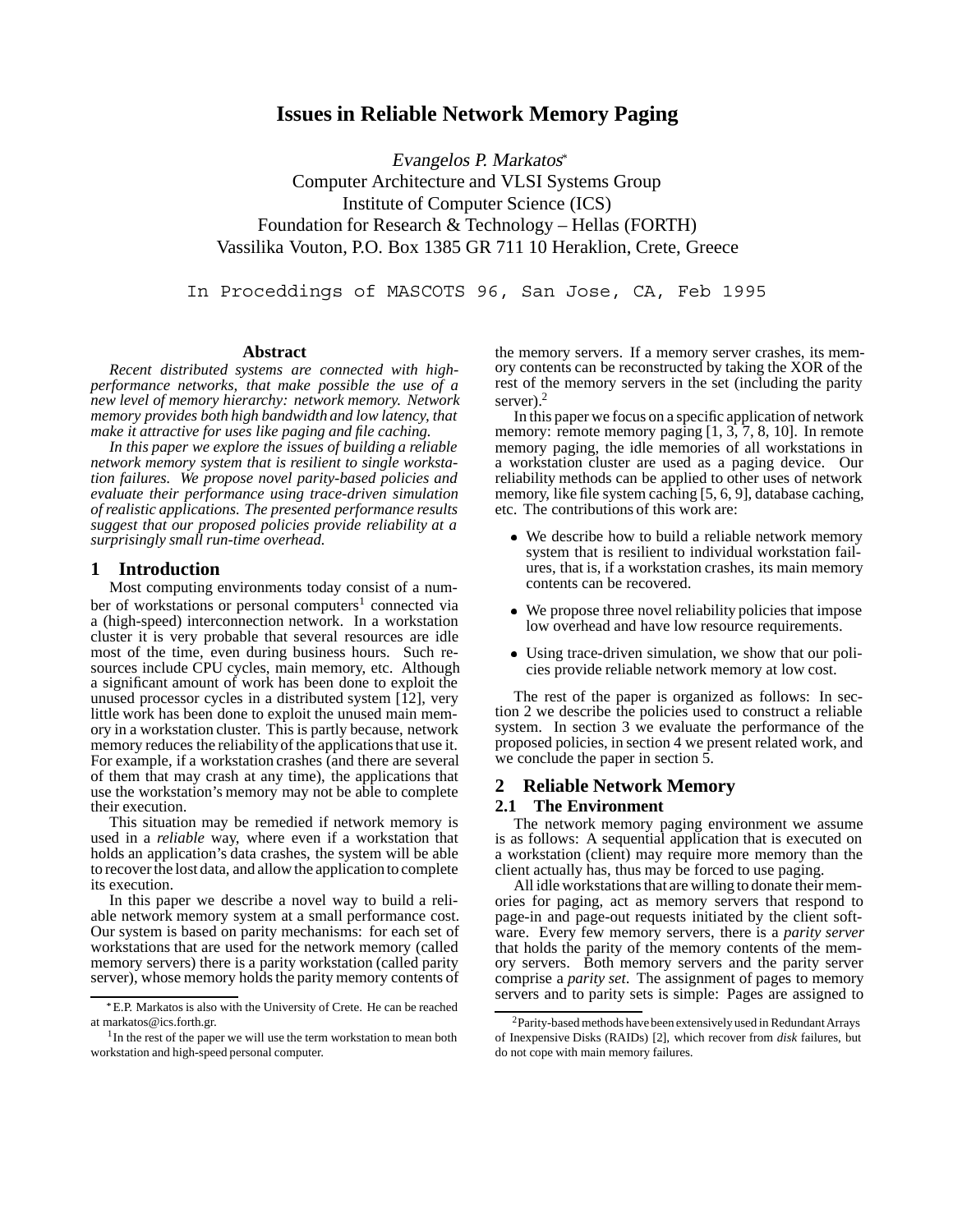# Issues in Reliable Network Memory Paging

*Evangelos P. Markatos*[*]
Computer Architecture and VLSI Systems Group
Institute of Computer Science (ICS)
Foundation for Research & Technology – Hellas (FORTH)
Vassilika Vouton, P.O. Box 1385 GR 711 10 Heraklion, Crete, Greece

In Proceddings of MASCOTS 96, San Jose, CA, Feb 1995

### Abstract

*Recent distributed systems are connected with high-performance networks, that make possible the use of a new level of memory hierarchy: network memory. Network memory provides both high bandwidth and low latency, that make it attractive for uses like paging and file caching.*

*In this paper we explore the issues of building a reliable network memory system that is resilient to single workstation failures. We propose novel parity-based policies and evaluate their performance using trace-driven simulation of realistic applications. The presented performance results suggest that our proposed policies provide reliability at a surprisingly small run-time overhead.*

## 1 Introduction

Most computing environments today consist of a number of workstations or personal computers[1] connected via a (high-speed) interconnection network. In a workstation cluster it is very probable that several resources are idle most of the time, even during business hours. Such resources include CPU cycles, main memory, etc. Although a significant amount of work has been done to exploit the unused processor cycles in a distributed system [12], very little work has been done to exploit the unused main memory in a workstation cluster. This is partly because, network memory reduces the reliability of the applications that use it. For example, if a workstation crashes (and there are several of them that may crash at any time), the applications that use the workstation's memory may not be able to complete their execution.

This situation may be remedied if network memory is used in a *reliable* way, where even if a workstation that holds an application's data crashes, the system will be able to recover the lost data, and allow the application to complete its execution.

In this paper we describe a novel way to build a reliable network memory system at a small performance cost. Our system is based on parity mechanisms: for each set of workstations that are used for the network memory (called memory servers) there is a parity workstation (called parity server), whose memory holds the parity memory contents of the memory servers. If a memory server crashes, its memory contents can be reconstructed by taking the XOR of the rest of the memory servers in the set (including the parity server).[2]

In this paper we focus on a specific application of network memory: remote memory paging [1, 3, 7, 8, 10]. In remote memory paging, the idle memories of all workstations in a workstation cluster are used as a paging device. Our reliability methods can be applied to other uses of network memory, like file system caching [5, 6, 9], database caching, etc. The contributions of this work are:

- We describe how to build a reliable network memory system that is resilient to individual workstation failures, that is, if a workstation crashes, its main memory contents can be recovered.
- We propose three novel reliability policies that impose low overhead and have low resource requirements.
- Using trace-driven simulation, we show that our policies provide reliable network memory at low cost.

The rest of the paper is organized as follows: In section 2 we describe the policies used to construct a reliable system. In section 3 we evaluate the performance of the proposed policies, in section 4 we present related work, and we conclude the paper in section 5.

## 2 Reliable Network Memory

### 2.1 The Environment

The network memory paging environment we assume is as follows: A sequential application that is executed on a workstation (client) may require more memory than the client actually has, thus may be forced to use paging.

All idle workstations that are willing to donate their memories for paging, act as memory servers that respond to page-in and page-out requests initiated by the client software. Every few memory servers, there is a *parity server* that holds the parity of the memory contents of the memory servers. Both memory servers and the parity server comprise a *parity set*. The assignment of pages to memory servers and to parity sets is simple: Pages are assigned to

---

[*] E.P. Markatos is also with the University of Crete. He can be reached at markatos@ics.forth.gr.

[1] In the rest of the paper we will use the term workstation to mean both workstation and high-speed personal computer.

[2] Parity-based methods have been extensively used in Redundant Arrays of Inexpensive Disks (RAIDs) [2], which recover from *disk* failures, but do not cope with main memory failures.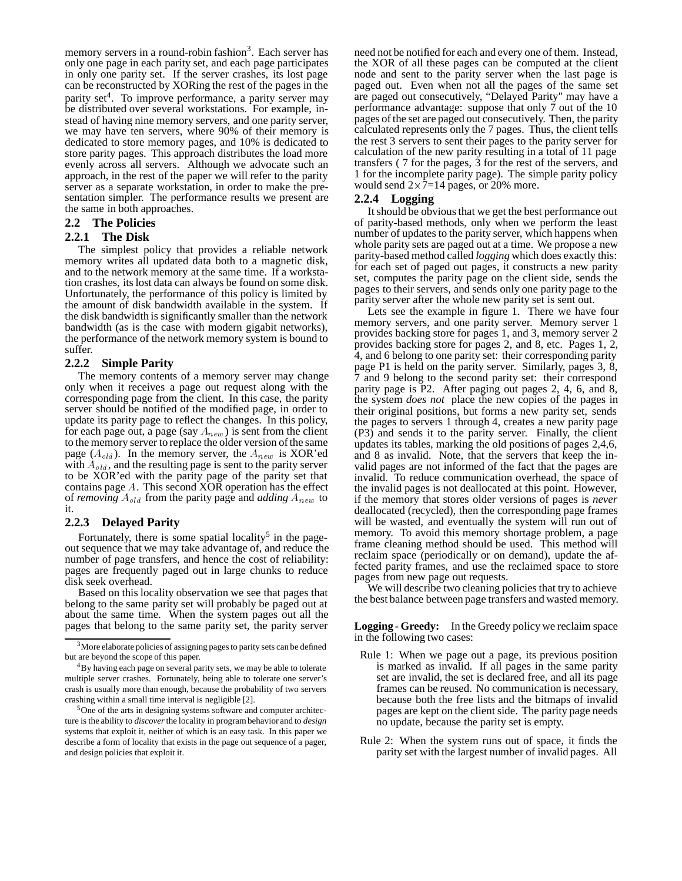memory servers in a round-robin fashion[3]. Each server has only one page in each parity set, and each page participates in only one parity set. If the server crashes, its lost page can be reconstructed by XORing the rest of the pages in the parity set[4]. To improve performance, a parity server may be distributed over several workstations. For example, instead of having nine memory servers, and one parity server, we may have ten servers, where 90% of their memory is dedicated to store memory pages, and 10% is dedicated to store parity pages. This approach distributes the load more evenly across all servers. Although we advocate such an approach, in the rest of the paper we will refer to the parity server as a separate workstation, in order to make the presentation simpler. The performance results we present are the same in both approaches.

## 2.2 The Policies

### 2.2.1 The Disk

The simplest policy that provides a reliable network memory writes all updated data both to a magnetic disk, and to the network memory at the same time. If a workstation crashes, its lost data can always be found on some disk. Unfortunately, the performance of this policy is limited by the amount of disk bandwidth available in the system. If the disk bandwidth is significantly smaller than the network bandwidth (as is the case with modern gigabit networks), the performance of the network memory system is bound to suffer.

### 2.2.2 Simple Parity

The memory contents of a memory server may change only when it receives a page out request along with the corresponding page from the client. In this case, the parity server should be notified of the modified page, in order to update its parity page to reflect the changes. In this policy, for each page out, a page (say $A_{new}$) is sent from the client to the memory server to replace the older version of the same page ($A_{old}$). In the memory server, the $A_{new}$ is XOR'ed with $A_{old}$, and the resulting page is sent to the parity server to be XOR'ed with the parity page of the parity set that contains page $A$. This second XOR operation has the effect of *removing* $A_{old}$ from the parity page and *adding* $A_{new}$ to it.

### 2.2.3 Delayed Parity

Fortunately, there is some spatial locality[5] in the page-out sequence that we may take advantage of, and reduce the number of page transfers, and hence the cost of reliability: pages are frequently paged out in large chunks to reduce disk seek overhead.

Based on this locality observation we see that pages that belong to the same parity set will probably be paged out at about the same time. When the system pages out all the pages that belong to the same parity set, the parity server need not be notified for each and every one of them. Instead, the XOR of all these pages can be computed at the client node and sent to the parity server when the last page is paged out. Even when not all the pages of the same set are paged out consecutively, "Delayed Parity" may have a performance advantage: suppose that only 7 out of the 10 pages of the set are paged out consecutively. Then, the parity calculated represents only the 7 pages. Thus, the client tells the rest 3 servers to sent their pages to the parity server for calculation of the new parity resulting in a total of 11 page transfers ( 7 for the pages, 3 for the rest of the servers, and 1 for the incomplete parity page). The simple parity policy would send $2 \times 7$=14 pages, or 20% more.

### 2.2.4 Logging

It should be obvious that we get the best performance out of parity-based methods, only when we perform the least number of updates to the parity server, which happens when whole parity sets are paged out at a time. We propose a new parity-based method called *logging* which does exactly this: for each set of paged out pages, it constructs a new parity set, computes the parity page on the client side, sends the pages to their servers, and sends only one parity page to the parity server after the whole new parity set is sent out.

Lets see the example in figure 1. There we have four memory servers, and one parity server. Memory server 1 provides backing store for pages 1, and 3, memory server 2 provides backing store for pages 2, and 8, etc. Pages 1, 2, 4, and 6 belong to one parity set: their corresponding parity page P1 is held on the parity server. Similarly, pages 3, 8, 7 and 9 belong to the second parity set: their correspond parity page is P2. After paging out pages 2, 4, 6, and 8, the system *does not* place the new copies of the pages in their original positions, but forms a new parity set, sends the pages to servers 1 through 4, creates a new parity page (P3) and sends it to the parity server. Finally, the client updates its tables, marking the old positions of pages 2,4,6, and 8 as invalid. Note, that the servers that keep the invalid pages are not informed of the fact that the pages are invalid. To reduce communication overhead, the space of the invalid pages is not deallocated at this point. However, if the memory that stores older versions of pages is *never* deallocated (recycled), then the corresponding page frames will be wasted, and eventually the system will run out of memory. To avoid this memory shortage problem, a page frame cleaning method should be used. This method will reclaim space (periodically or on demand), update the affected parity frames, and use the reclaimed space to store pages from new page out requests.

We will describe two cleaning policies that try to achieve the best balance between page transfers and wasted memory.

**Logging - Greedy:** In the Greedy policy we reclaim space in the following two cases:

- Rule 1: When we page out a page, its previous position is marked as invalid. If all pages in the same parity set are invalid, the set is declared free, and all its page frames can be reused. No communication is necessary, because both the free lists and the bitmaps of invalid pages are kept on the client side. The parity page needs no update, because the parity set is empty.
- Rule 2: When the system runs out of space, it finds the parity set with the largest number of invalid pages. All

---

[3] More elaborate policies of assigning pages to parity sets can be defined but are beyond the scope of this paper.

[4] By having each page on several parity sets, we may be able to tolerate multiple server crashes. Fortunately, being able to tolerate one server's crash is usually more than enough, because the probability of two servers crashing within a small time interval is negligible [2].

[5] One of the arts in designing systems software and computer architecture is the ability to *discover* the locality in program behavior and to *design* systems that exploit it, neither of which is an easy task. In this paper we describe a form of locality that exists in the page out sequence of a pager, and design policies that exploit it.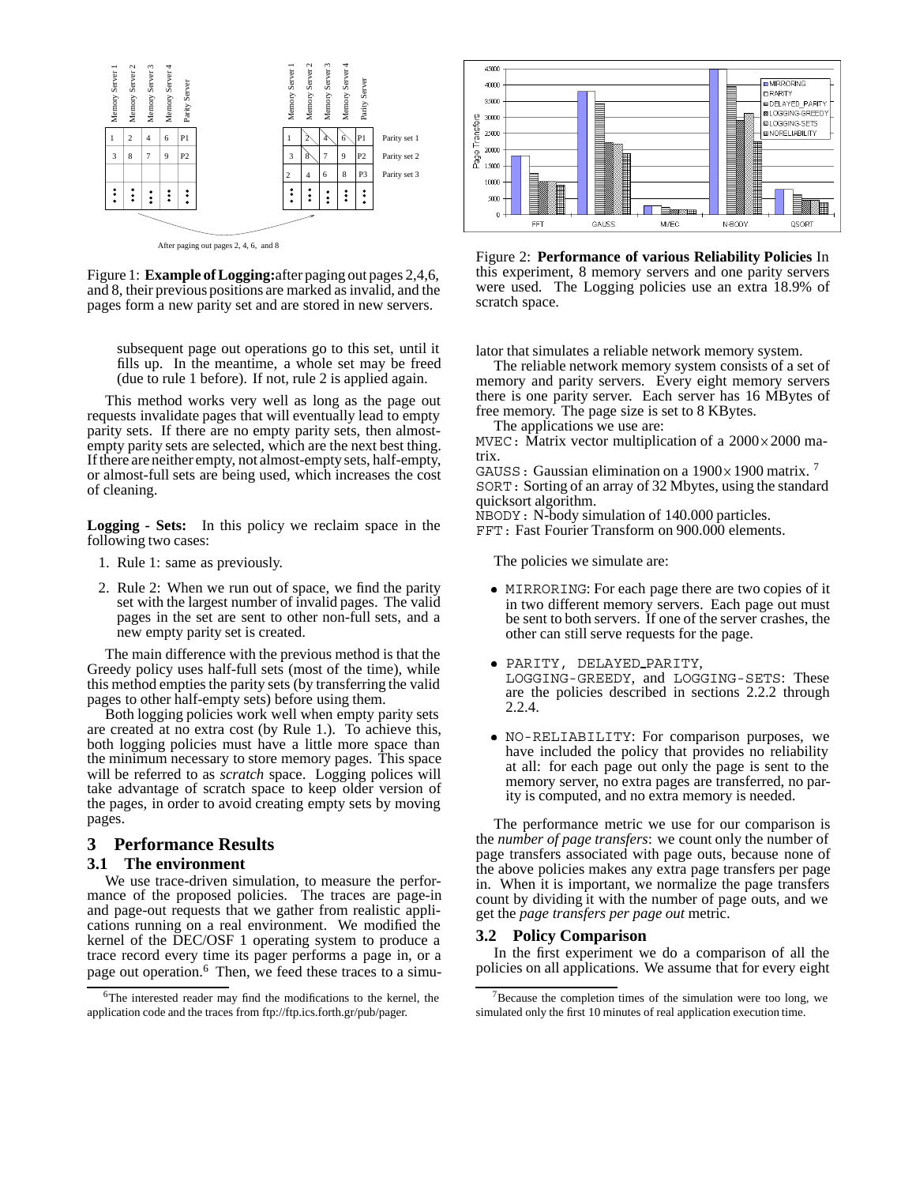After paging out pages 2, 4, 6, and 8

Figure 1: **Example of Logging:** after paging out pages 2,4,6, and 8, their previous positions are marked as invalid, and the pages form a new parity set and are stored in new servers.

subsequent page out operations go to this set, until it fills up. In the meantime, a whole set may be freed (due to rule 1 before). If not, rule 2 is applied again.

This method works very well as long as the page out requests invalidate pages that will eventually lead to empty parity sets. If there are no empty parity sets, then almost-empty parity sets are selected, which are the next best thing. If there are neither empty, not almost-empty sets, half-empty, or almost-full sets are being used, which increases the cost of cleaning.

**Logging - Sets:** In this policy we reclaim space in the following two cases:

1. Rule 1: same as previously.
2. Rule 2: When we run out of space, we find the parity set with the largest number of invalid pages. The valid pages in the set are sent to other non-full sets, and a new empty parity set is created.

The main difference with the previous method is that the Greedy policy uses half-full sets (most of the time), while this method empties the parity sets (by transferring the valid pages to other half-empty sets) before using them.

Both logging policies work well when empty parity sets are created at no extra cost (by Rule 1.). To achieve this, both logging policies must have a little more space than the minimum necessary to store memory pages. This space will be referred to as *scratch* space. Logging polices will take advantage of scratch space to keep older version of the pages, in order to avoid creating empty sets by moving pages.

## 3 Performance Results

### 3.1 The environment

We use trace-driven simulation, to measure the performance of the proposed policies. The traces are page-in and page-out requests that we gather from realistic applications running on a real environment. We modified the kernel of the DEC/OSF 1 operating system to produce a trace record every time its pager performs a page in, or a page out operation.[6] Then, we feed these traces to a simulator that simulates a reliable network memory system.

[6] The interested reader may find the modifications to the kernel, the application code and the traces from ftp://ftp.ics.forth.gr/pub/pager.

Figure 2: **Performance of various Reliability Policies** In this experiment, 8 memory servers and one parity servers were used. The Logging policies use an extra 18.9% of scratch space.

The reliable network memory system consists of a set of memory and parity servers. Every eight memory servers there is one parity server. Each server has 16 MBytes of free memory. The page size is set to 8 KBytes.

The applications we use are:

MVEC: Matrix vector multiplication of a $2000 \times 2000$ matrix.
GAUSS: Gaussian elimination on a $1900 \times 1900$ matrix.[7]
SORT: Sorting of an array of 32 Mbytes, using the standard quicksort algorithm.
NBODY: N-body simulation of 140.000 particles.
FFT: Fast Fourier Transform on 900.000 elements.

The policies we simulate are:

- MIRRORING: For each page there are two copies of it in two different memory servers. Each page out must be sent to both servers. If one of the server crashes, the other can still serve requests for the page.
- PARITY, DELAYED_PARITY, LOGGING-GREEDY, and LOGGING-SETS: These are the policies described in sections 2.2.2 through 2.2.4.
- NO-RELIABILITY: For comparison purposes, we have included the policy that provides no reliability at all: for each page out only the page is sent to the memory server, no extra pages are transferred, no parity is computed, and no extra memory is needed.

The performance metric we use for our comparison is the *number of page transfers*: we count only the number of page transfers associated with page outs, because none of the above policies makes any extra page transfers per page in. When it is important, we normalize the page transfers count by dividing it with the number of page outs, and we get the *page transfers per page out* metric.

### 3.2 Policy Comparison

In the first experiment we do a comparison of all the policies on all applications. We assume that for every eight

[7] Because the completion times of the simulation were too long, we simulated only the first 10 minutes of real application execution time.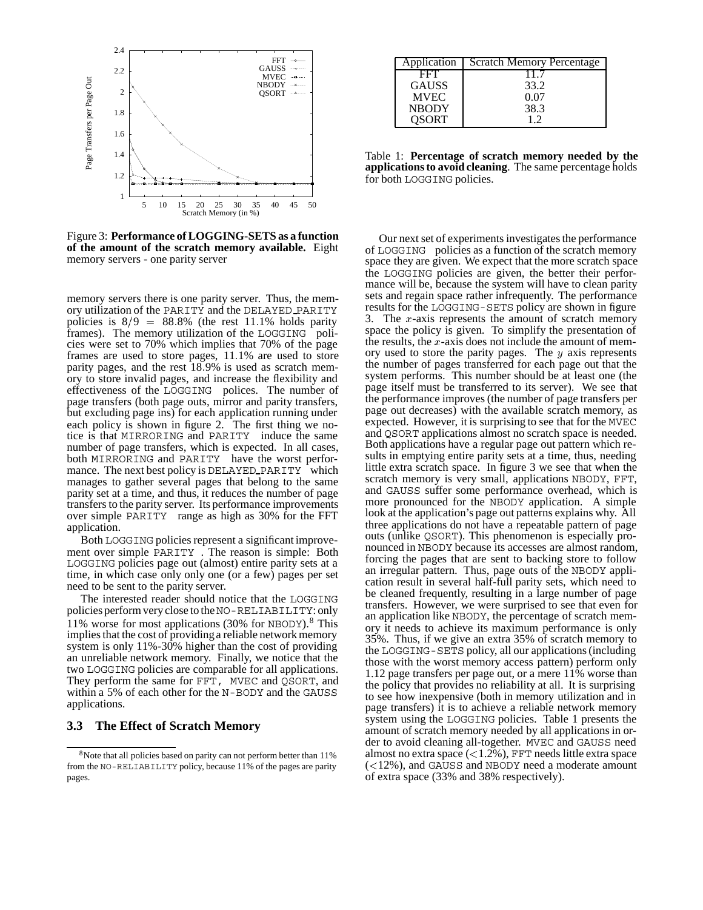Figure 3: **Performance of LOGGING-SETS as a function of the amount of the scratch memory available.** Eight memory servers - one parity server

memory servers there is one parity server. Thus, the memory utilization of the PARITY and the DELAYED_PARITY policies is $8/9 = 88.8\%$ (the rest 11.1% holds parity frames). The memory utilization of the LOGGING policies were set to 70% which implies that 70% of the page frames are used to store pages, 11.1% are used to store parity pages, and the rest 18.9% is used as scratch memory to store invalid pages, and increase the flexibility and effectiveness of the LOGGING polices. The number of page transfers (both page outs, mirror and parity transfers, but excluding page ins) for each application running under each policy is shown in figure 2. The first thing we notice is that MIRRORING and PARITY induce the same number of page transfers, which is expected. In all cases, both MIRRORING and PARITY have the worst performance. The next best policy is DELAYED_PARITY which manages to gather several pages that belong to the same parity set at a time, and thus, it reduces the number of page transfers to the parity server. Its performance improvements over simple PARITY range as high as 30% for the FFT application.

Both LOGGING policies represent a significant improvement over simple PARITY . The reason is simple: Both LOGGING policies page out (almost) entire parity sets at a time, in which case only only one (or a few) pages per set need to be sent to the parity server.

The interested reader should notice that the LOGGING policies perform very close to the NO-RELIABILITY: only 11% worse for most applications (30% for NBODY).[8] This implies that the cost of providing a reliable network memory system is only 11%-30% higher than the cost of providing an unreliable network memory. Finally, we notice that the two LOGGING policies are comparable for all applications. They perform the same for FFT, MVEC and QSORT, and within a 5% of each other for the N-BODY and the GAUSS applications.

### 3.3 The Effect of Scratch Memory

[8] Note that all policies based on parity can not perform better than 11% from the NO-RELIABILITY policy, because 11% of the pages are parity pages.

| Application | Scratch Memory Percentage |
|---|---|
| FFT | 11.7 |
| GAUSS | 33.2 |
| MVEC | 0.07 |
| NBODY | 38.3 |
| QSORT | 1.2 |

Table 1: **Percentage of scratch memory needed by the applications to avoid cleaning**. The same percentage holds for both LOGGING policies.

Our next set of experiments investigates the performance of LOGGING policies as a function of the scratch memory space they are given. We expect that the more scratch space the LOGGING policies are given, the better their performance will be, because the system will have to clean parity sets and regain space rather infrequently. The performance results for the LOGGING-SETS policy are shown in figure 3. The $x$-axis represents the amount of scratch memory space the policy is given. To simplify the presentation of the results, the $x$-axis does not include the amount of memory used to store the parity pages. The $y$ axis represents the number of pages transferred for each page out that the system performs. This number should be at least one (the page itself must be transferred to its server). We see that the performance improves (the number of page transfers per page out decreases) with the available scratch memory, as expected. However, it is surprising to see that for the MVEC and QSORT applications almost no scratch space is needed. Both applications have a regular page out pattern which results in emptying entire parity sets at a time, thus, needing little extra scratch space. In figure 3 we see that when the scratch memory is very small, applications NBODY, FFT, and GAUSS suffer some performance overhead, which is more pronounced for the NBODY application. A simple look at the application's page out patterns explains why. All three applications do not have a repeatable pattern of page outs (unlike QSORT). This phenomenon is especially pronounced in NBODY because its accesses are almost random, forcing the pages that are sent to backing store to follow an irregular pattern. Thus, page outs of the NBODY application result in several half-full parity sets, which need to be cleaned frequently, resulting in a large number of page transfers. However, we were surprised to see that even for an application like NBODY, the percentage of scratch memory it needs to achieve its maximum performance is only 35%. Thus, if we give an extra 35% of scratch memory to the LOGGING-SETS policy, all our applications (including those with the worst memory access pattern) perform only 1.12 page transfers per page out, or a mere 11% worse than the policy that provides no reliability at all. It is surprising to see how inexpensive (both in memory utilization and in page transfers) it is to achieve a reliable network memory system using the LOGGING policies. Table 1 presents the amount of scratch memory needed by all applications in order to avoid cleaning all-together. MVEC and GAUSS need almost no extra space (<1.2%), FFT needs little extra space (<12%), and GAUSS and NBODY need a moderate amount of extra space (33% and 38% respectively).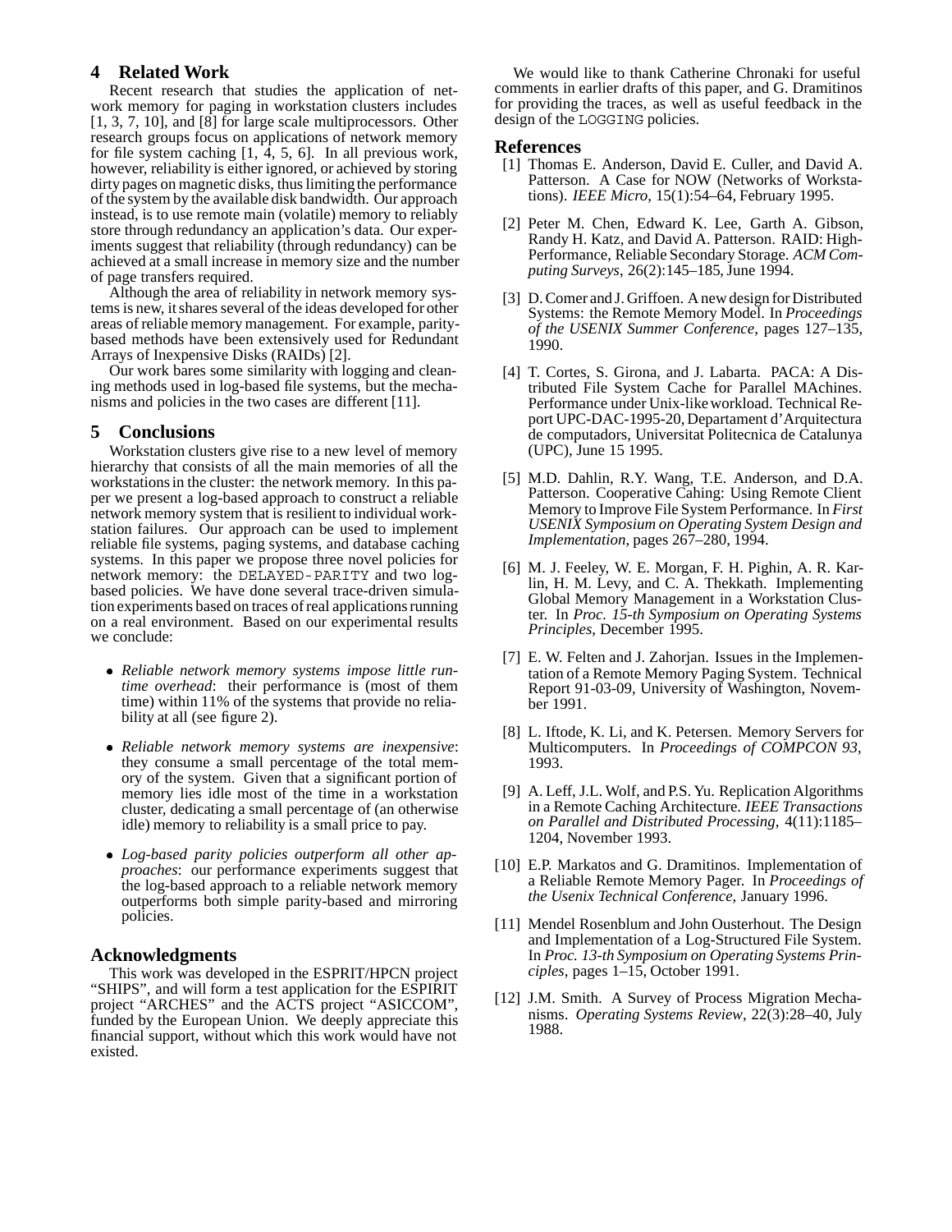## 4 Related Work

Recent research that studies the application of network memory for paging in workstation clusters includes [1, 3, 7, 10], and [8] for large scale multiprocessors. Other research groups focus on applications of network memory for file system caching [1, 4, 5, 6]. In all previous work, however, reliability is either ignored, or achieved by storing dirty pages on magnetic disks, thus limiting the performance of the system by the available disk bandwidth. Our approach instead, is to use remote main (volatile) memory to reliably store through redundancy an application's data. Our experiments suggest that reliability (through redundancy) can be achieved at a small increase in memory size and the number of page transfers required.

Although the area of reliability in network memory systems is new, it shares several of the ideas developed for other areas of reliable memory management. For example, parity-based methods have been extensively used for Redundant Arrays of Inexpensive Disks (RAIDs) [2].

Our work bares some similarity with logging and cleaning methods used in log-based file systems, but the mechanisms and policies in the two cases are different [11].

## 5 Conclusions

Workstation clusters give rise to a new level of memory hierarchy that consists of all the main memories of all the workstations in the cluster: the network memory. In this paper we present a log-based approach to construct a reliable network memory system that is resilient to individual workstation failures. Our approach can be used to implement reliable file systems, paging systems, and database caching systems. In this paper we propose three novel policies for network memory: the `DELAYED-PARITY` and two log-based policies. We have done several trace-driven simulation experiments based on traces of real applications running on a real environment. Based on our experimental results we conclude:

- *Reliable network memory systems impose little run-time overhead*: their performance is (most of them time) within 11% of the systems that provide no reliability at all (see figure 2).
- *Reliable network memory systems are inexpensive*: they consume a small percentage of the total memory of the system. Given that a significant portion of memory lies idle most of the time in a workstation cluster, dedicating a small percentage of (an otherwise idle) memory to reliability is a small price to pay.
- *Log-based parity policies outperform all other approaches*: our performance experiments suggest that the log-based approach to a reliable network memory outperforms both simple parity-based and mirroring policies.

## Acknowledgments

This work was developed in the ESPRIT/HPCN project "SHIPS", and will form a test application for the ESPIRIT project "ARCHES" and the ACTS project "ASICCOM", funded by the European Union. We deeply appreciate this financial support, without which this work would have not existed.

We would like to thank Catherine Chronaki for useful comments in earlier drafts of this paper, and G. Dramitinos for providing the traces, as well as useful feedback in the design of the `LOGGING` policies.

## References

[1] Thomas E. Anderson, David E. Culler, and David A. Patterson. A Case for NOW (Networks of Workstations). *IEEE Micro*, 15(1):54–64, February 1995.

[2] Peter M. Chen, Edward K. Lee, Garth A. Gibson, Randy H. Katz, and David A. Patterson. RAID: High-Performance, Reliable Secondary Storage. *ACM Computing Surveys*, 26(2):145–185, June 1994.

[3] D. Comer and J. Griffoen. A new design for Distributed Systems: the Remote Memory Model. In *Proceedings of the USENIX Summer Conference*, pages 127–135, 1990.

[4] T. Cortes, S. Girona, and J. Labarta. PACA: A Distributed File System Cache for Parallel MAchines. Performance under Unix-like workload. Technical Report UPC-DAC-1995-20, Departament d'Arquitectura de computadors, Universitat Politecnica de Catalunya (UPC), June 15 1995.

[5] M.D. Dahlin, R.Y. Wang, T.E. Anderson, and D.A. Patterson. Cooperative Cahing: Using Remote Client Memory to Improve File System Performance. In *First USENIX Symposium on Operating System Design and Implementation*, pages 267–280, 1994.

[6] M. J. Feeley, W. E. Morgan, F. H. Pighin, A. R. Karlin, H. M. Levy, and C. A. Thekkath. Implementing Global Memory Management in a Workstation Cluster. In *Proc. 15-th Symposium on Operating Systems Principles*, December 1995.

[7] E. W. Felten and J. Zahorjan. Issues in the Implementation of a Remote Memory Paging System. Technical Report 91-03-09, University of Washington, November 1991.

[8] L. Iftode, K. Li, and K. Petersen. Memory Servers for Multicomputers. In *Proceedings of COMPCON 93*, 1993.

[9] A. Leff, J.L. Wolf, and P.S. Yu. Replication Algorithms in a Remote Caching Architecture. *IEEE Transactions on Parallel and Distributed Processing*, 4(11):1185–1204, November 1993.

[10] E.P. Markatos and G. Dramitinos. Implementation of a Reliable Remote Memory Pager. In *Proceedings of the Usenix Technical Conference*, January 1996.

[11] Mendel Rosenblum and John Ousterhout. The Design and Implementation of a Log-Structured File System. In *Proc. 13-th Symposium on Operating Systems Principles*, pages 1–15, October 1991.

[12] J.M. Smith. A Survey of Process Migration Mechanisms. *Operating Systems Review*, 22(3):28–40, July 1988.